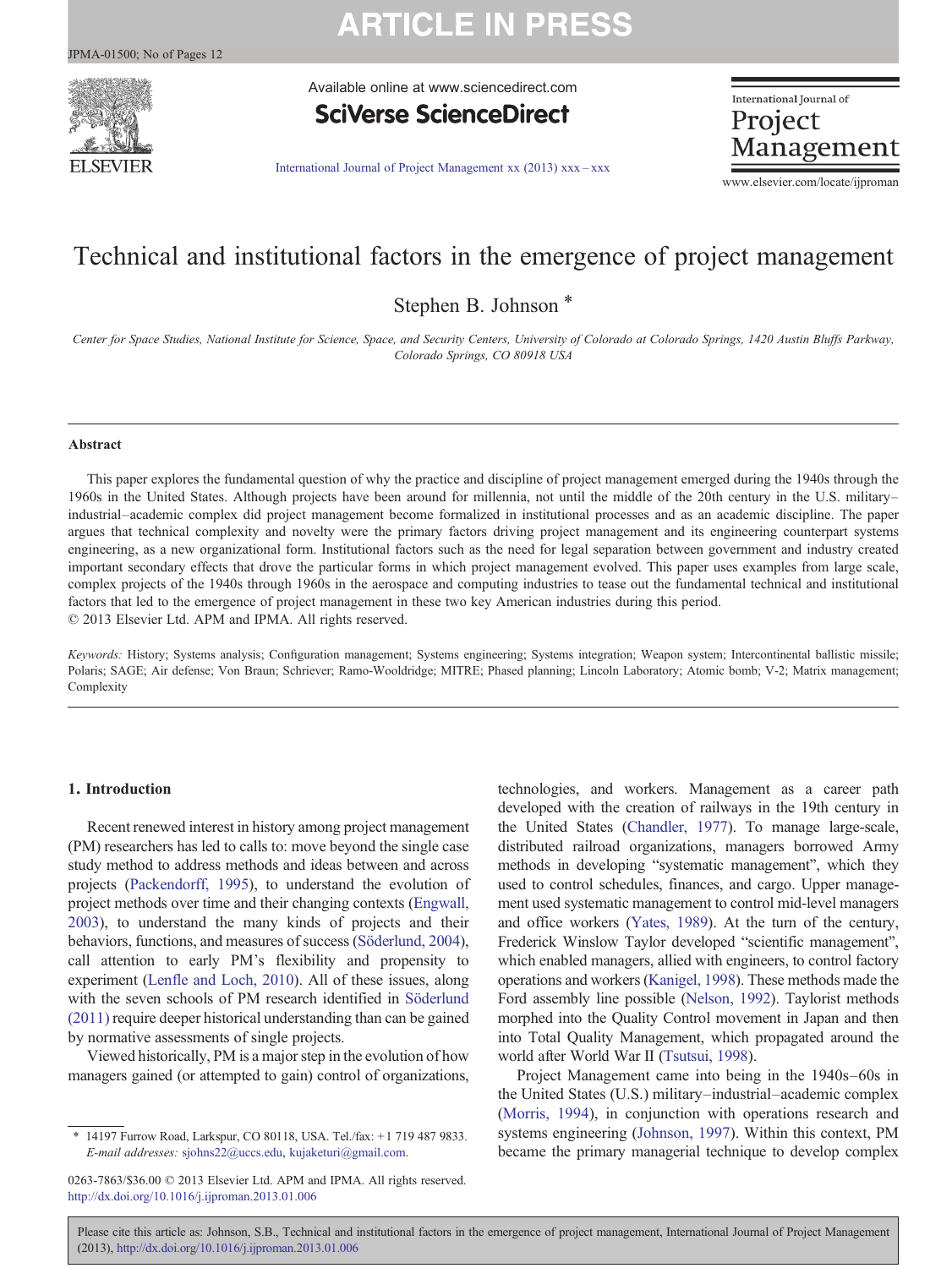# Technical and institutional factors in the emergence of project management

Stephen B. Johnson *

*Center for Space Studies, National Institute for Science, Space, and Security Centers, University of Colorado at Colorado Springs, 1420 Austin Bluffs Parkway, Colorado Springs, CO 80918 USA*

## Abstract

This paper explores the fundamental question of why the practice and discipline of project management emerged during the 1940s through the 1960s in the United States. Although projects have been around for millennia, not until the middle of the 20th century in the U.S. military–industrial–academic complex did project management become formalized in institutional processes and as an academic discipline. The paper argues that technical complexity and novelty were the primary factors driving project management and its engineering counterpart systems engineering, as a new organizational form. Institutional factors such as the need for legal separation between government and industry created important secondary effects that drove the particular forms in which project management evolved. This paper uses examples from large scale, complex projects of the 1940s through 1960s in the aerospace and computing industries to tease out the fundamental technical and institutional factors that led to the emergence of project management in these two key American industries during this period.

© 2013 Elsevier Ltd. APM and IPMA. All rights reserved.

*Keywords:* History; Systems analysis; Configuration management; Systems engineering; Systems integration; Weapon system; Intercontinental ballistic missile; Polaris; SAGE; Air defense; Von Braun; Schriever; Ramo-Wooldridge; MITRE; Phased planning; Lincoln Laboratory; Atomic bomb; V-2; Matrix management; Complexity

## 1. Introduction

Recent renewed interest in history among project management (PM) researchers has led to calls to: move beyond the single case study method to address methods and ideas between and across projects (Packendorff, 1995), to understand the evolution of project methods over time and their changing contexts (Engwall, 2003), to understand the many kinds of projects and their behaviors, functions, and measures of success (Söderlund, 2004), call attention to early PM's flexibility and propensity to experiment (Lenfle and Loch, 2010). All of these issues, along with the seven schools of PM research identified in Söderlund (2011) require deeper historical understanding than can be gained by normative assessments of single projects.

Viewed historically, PM is a major step in the evolution of how managers gained (or attempted to gain) control of organizations, technologies, and workers. Management as a career path developed with the creation of railways in the 19th century in the United States (Chandler, 1977). To manage large-scale, distributed railroad organizations, managers borrowed Army methods in developing "systematic management", which they used to control schedules, finances, and cargo. Upper management used systematic management to control mid-level managers and office workers (Yates, 1989). At the turn of the century, Frederick Winslow Taylor developed "scientific management", which enabled managers, allied with engineers, to control factory operations and workers (Kanigel, 1998). These methods made the Ford assembly line possible (Nelson, 1992). Taylorist methods morphed into the Quality Control movement in Japan and then into Total Quality Management, which propagated around the world after World War II (Tsutsui, 1998).

Project Management came into being in the 1940s–60s in the United States (U.S.) military–industrial–academic complex (Morris, 1994), in conjunction with operations research and systems engineering (Johnson, 1997). Within this context, PM became the primary managerial technique to develop complex

\* 14197 Furrow Road, Larkspur, CO 80118, USA. Tel./fax: +1 719 487 9833.
*E-mail addresses:* sjohns22@uccs.edu, kujaketuri@gmail.com.

0263-7863/$36.00 © 2013 Elsevier Ltd. APM and IPMA. All rights reserved.
http://dx.doi.org/10.1016/j.ijproman.2013.01.006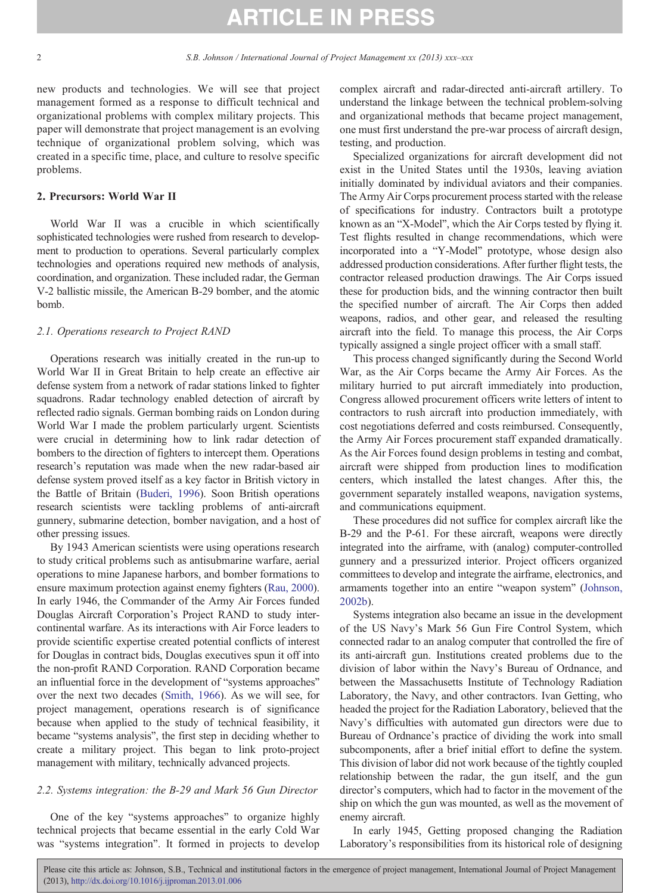new products and technologies. We will see that project management formed as a response to difficult technical and organizational problems with complex military projects. This paper will demonstrate that project management is an evolving technique of organizational problem solving, which was created in a specific time, place, and culture to resolve specific problems.

## 2. Precursors: World War II

World War II was a crucible in which scientifically sophisticated technologies were rushed from research to development to production to operations. Several particularly complex technologies and operations required new methods of analysis, coordination, and organization. These included radar, the German V-2 ballistic missile, the American B-29 bomber, and the atomic bomb.

### 2.1. Operations research to Project RAND

Operations research was initially created in the run-up to World War II in Great Britain to help create an effective air defense system from a network of radar stations linked to fighter squadrons. Radar technology enabled detection of aircraft by reflected radio signals. German bombing raids on London during World War I made the problem particularly urgent. Scientists were crucial in determining how to link radar detection of bombers to the direction of fighters to intercept them. Operations research's reputation was made when the new radar-based air defense system proved itself as a key factor in British victory in the Battle of Britain (Buderi, 1996). Soon British operations research scientists were tackling problems of anti-aircraft gunnery, submarine detection, bomber navigation, and a host of other pressing issues.

By 1943 American scientists were using operations research to study critical problems such as antisubmarine warfare, aerial operations to mine Japanese harbors, and bomber formations to ensure maximum protection against enemy fighters (Rau, 2000). In early 1946, the Commander of the Army Air Forces funded Douglas Aircraft Corporation's Project RAND to study intercontinental warfare. As its interactions with Air Force leaders to provide scientific expertise created potential conflicts of interest for Douglas in contract bids, Douglas executives spun it off into the non-profit RAND Corporation. RAND Corporation became an influential force in the development of "systems approaches" over the next two decades (Smith, 1966). As we will see, for project management, operations research is of significance because when applied to the study of technical feasibility, it became "systems analysis", the first step in deciding whether to create a military project. This began to link proto-project management with military, technically advanced projects.

### 2.2. Systems integration: the B-29 and Mark 56 Gun Director

One of the key "systems approaches" to organize highly technical projects that became essential in the early Cold War was "systems integration". It formed in projects to develop complex aircraft and radar-directed anti-aircraft artillery. To understand the linkage between the technical problem-solving and organizational methods that became project management, one must first understand the pre-war process of aircraft design, testing, and production.

Specialized organizations for aircraft development did not exist in the United States until the 1930s, leaving aviation initially dominated by individual aviators and their companies. The Army Air Corps procurement process started with the release of specifications for industry. Contractors built a prototype known as an "X-Model", which the Air Corps tested by flying it. Test flights resulted in change recommendations, which were incorporated into a "Y-Model" prototype, whose design also addressed production considerations. After further flight tests, the contractor released production drawings. The Air Corps issued these for production bids, and the winning contractor then built the specified number of aircraft. The Air Corps then added weapons, radios, and other gear, and released the resulting aircraft into the field. To manage this process, the Air Corps typically assigned a single project officer with a small staff.

This process changed significantly during the Second World War, as the Air Corps became the Army Air Forces. As the military hurried to put aircraft immediately into production, Congress allowed procurement officers write letters of intent to contractors to rush aircraft into production immediately, with cost negotiations deferred and costs reimbursed. Consequently, the Army Air Forces procurement staff expanded dramatically. As the Air Forces found design problems in testing and combat, aircraft were shipped from production lines to modification centers, which installed the latest changes. After this, the government separately installed weapons, navigation systems, and communications equipment.

These procedures did not suffice for complex aircraft like the B-29 and the P-61. For these aircraft, weapons were directly integrated into the airframe, with (analog) computer-controlled gunnery and a pressurized interior. Project officers organized committees to develop and integrate the airframe, electronics, and armaments together into an entire "weapon system" (Johnson, 2002b).

Systems integration also became an issue in the development of the US Navy's Mark 56 Gun Fire Control System, which connected radar to an analog computer that controlled the fire of its anti-aircraft gun. Institutions created problems due to the division of labor within the Navy's Bureau of Ordnance, and between the Massachusetts Institute of Technology Radiation Laboratory, the Navy, and other contractors. Ivan Getting, who headed the project for the Radiation Laboratory, believed that the Navy's difficulties with automated gun directors were due to Bureau of Ordnance's practice of dividing the work into small subcomponents, after a brief initial effort to define the system. This division of labor did not work because of the tightly coupled relationship between the radar, the gun itself, and the gun director's computers, which had to factor in the movement of the ship on which the gun was mounted, as well as the movement of enemy aircraft.

In early 1945, Getting proposed changing the Radiation Laboratory's responsibilities from its historical role of designing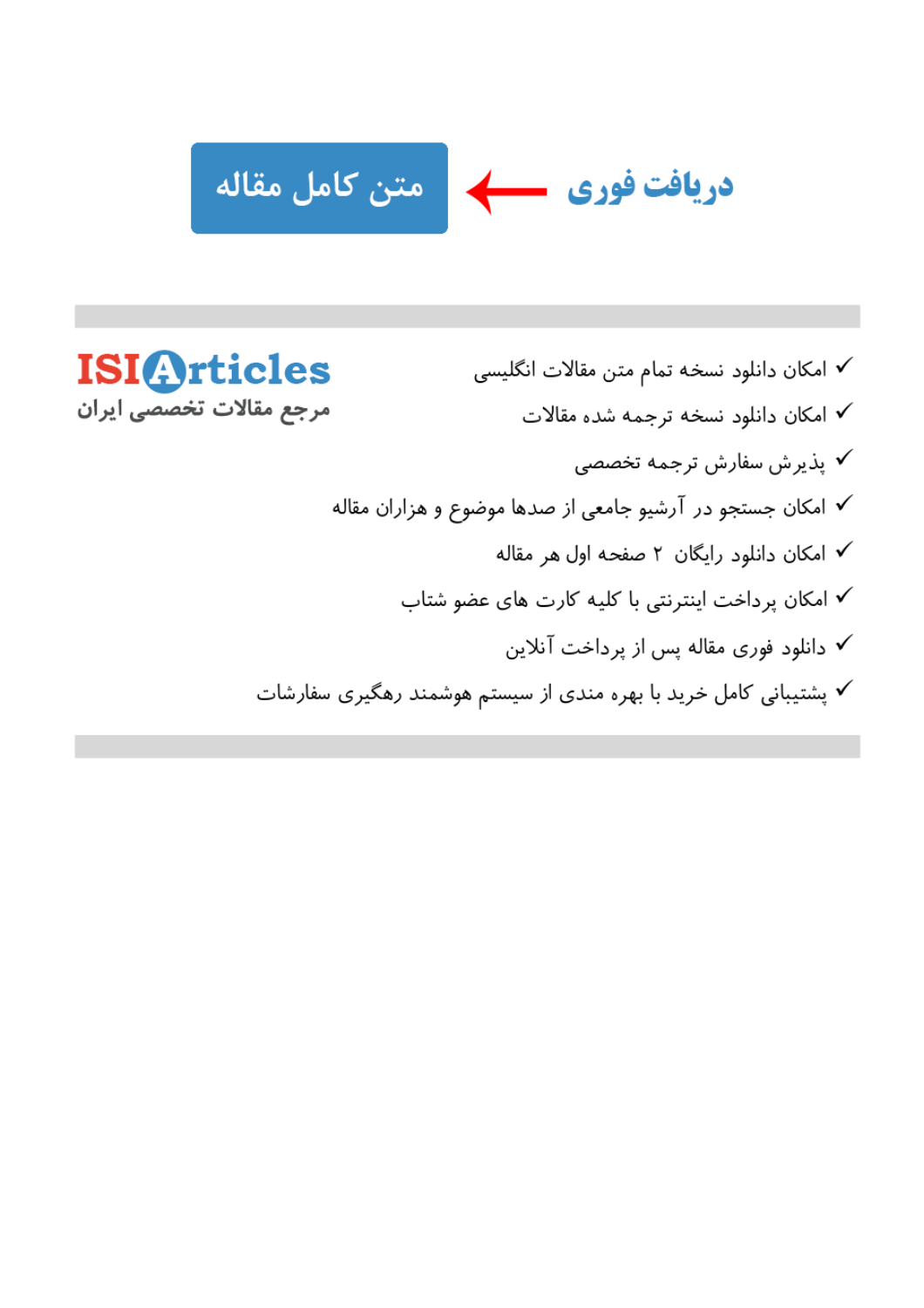دریافت فوری ← متن کامل مقاله

**ISIArticles**
مرجع مقالات تخصصی ایران

- ✓ امکان دانلود نسخه تمام متن مقالات انگلیسی
- ✓ امکان دانلود نسخه ترجمه شده مقالات
- ✓ پذیرش سفارش ترجمه تخصصی
- ✓ امکان جستجو در آرشیو جامعی از صدها موضوع و هزاران مقاله
- ✓ امکان دانلود رایگان ۲ صفحه اول هر مقاله
- ✓ امکان پرداخت اینترنتی با کلیه کارت های عضو شتاب
- ✓ دانلود فوری مقاله پس از پرداخت آنلاین
- ✓ پشتیبانی کامل خرید با بهره مندی از سیستم هوشمند رهگیری سفارشات